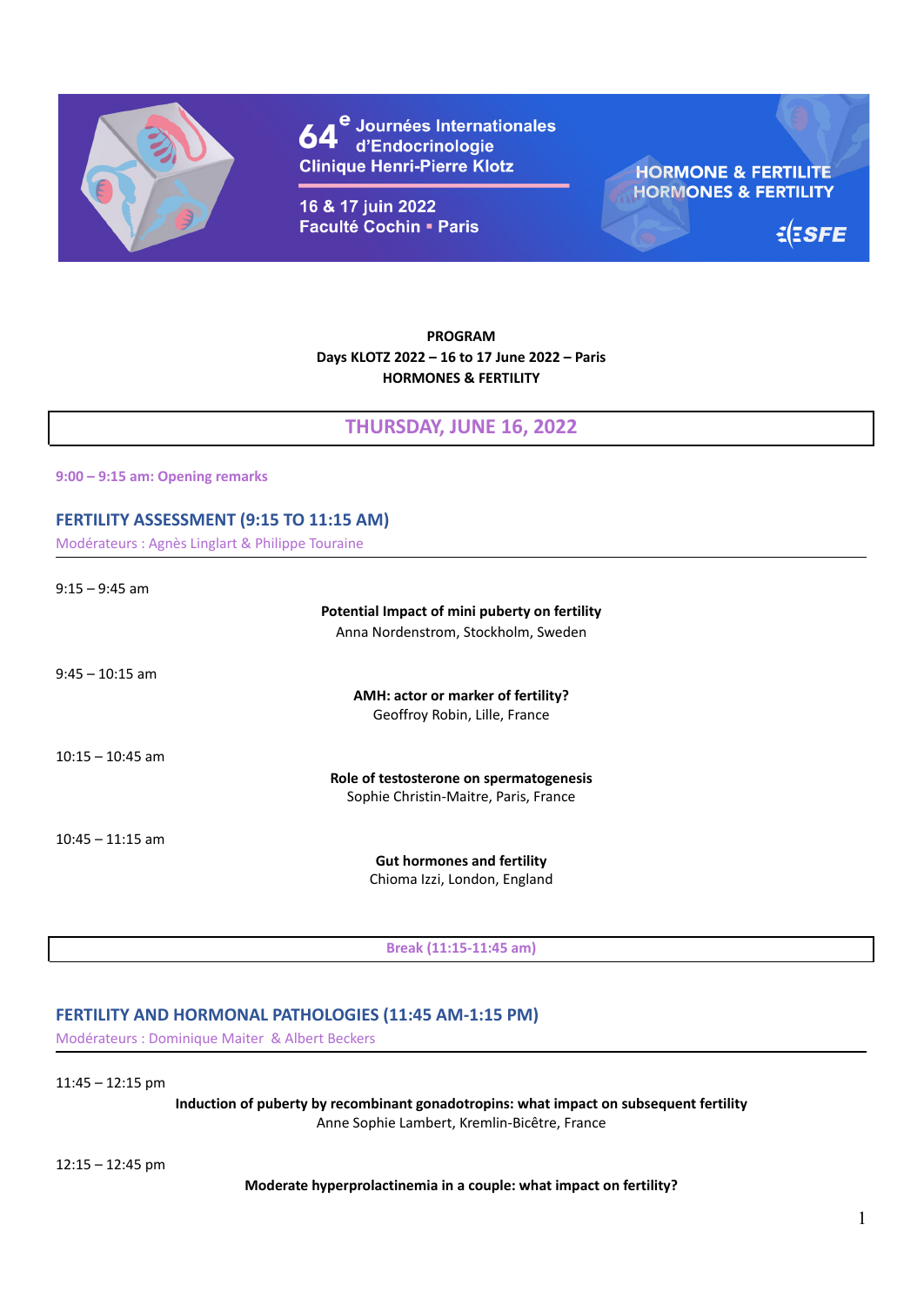64e Journées Internationales d'Endocrinologie
Clinique Henri-Pierre Klotz

16 & 17 juin 2022
Faculté Cochin ▪ Paris

HORMONE & FERTILITE
HORMONES & FERTILITY

SFE

**PROGRAM**
**Days KLOTZ 2022 – 16 to 17 June 2022 – Paris**
**HORMONES & FERTILITY**

## THURSDAY, JUNE 16, 2022

**9:00 – 9:15 am: Opening remarks**

### FERTILITY ASSESSMENT (9:15 TO 11:15 AM)

Modérateurs : Agnès Linglart & Philippe Touraine

9:15 – 9:45 am

**Potential Impact of mini puberty on fertility**
Anna Nordenstrom, Stockholm, Sweden

9:45 – 10:15 am

**AMH: actor or marker of fertility?**
Geoffroy Robin, Lille, France

10:15 – 10:45 am

**Role of testosterone on spermatogenesis**
Sophie Christin-Maitre, Paris, France

10:45 – 11:15 am

**Gut hormones and fertility**
Chioma Izzi, London, England

**Break (11:15-11:45 am)**

### FERTILITY AND HORMONAL PATHOLOGIES (11:45 AM-1:15 PM)

Modérateurs : Dominique Maiter & Albert Beckers

11:45 – 12:15 pm

**Induction of puberty by recombinant gonadotropins: what impact on subsequent fertility**
Anne Sophie Lambert, Kremlin-Bicêtre, France

12:15 – 12:45 pm

**Moderate hyperprolactinemia in a couple: what impact on fertility?**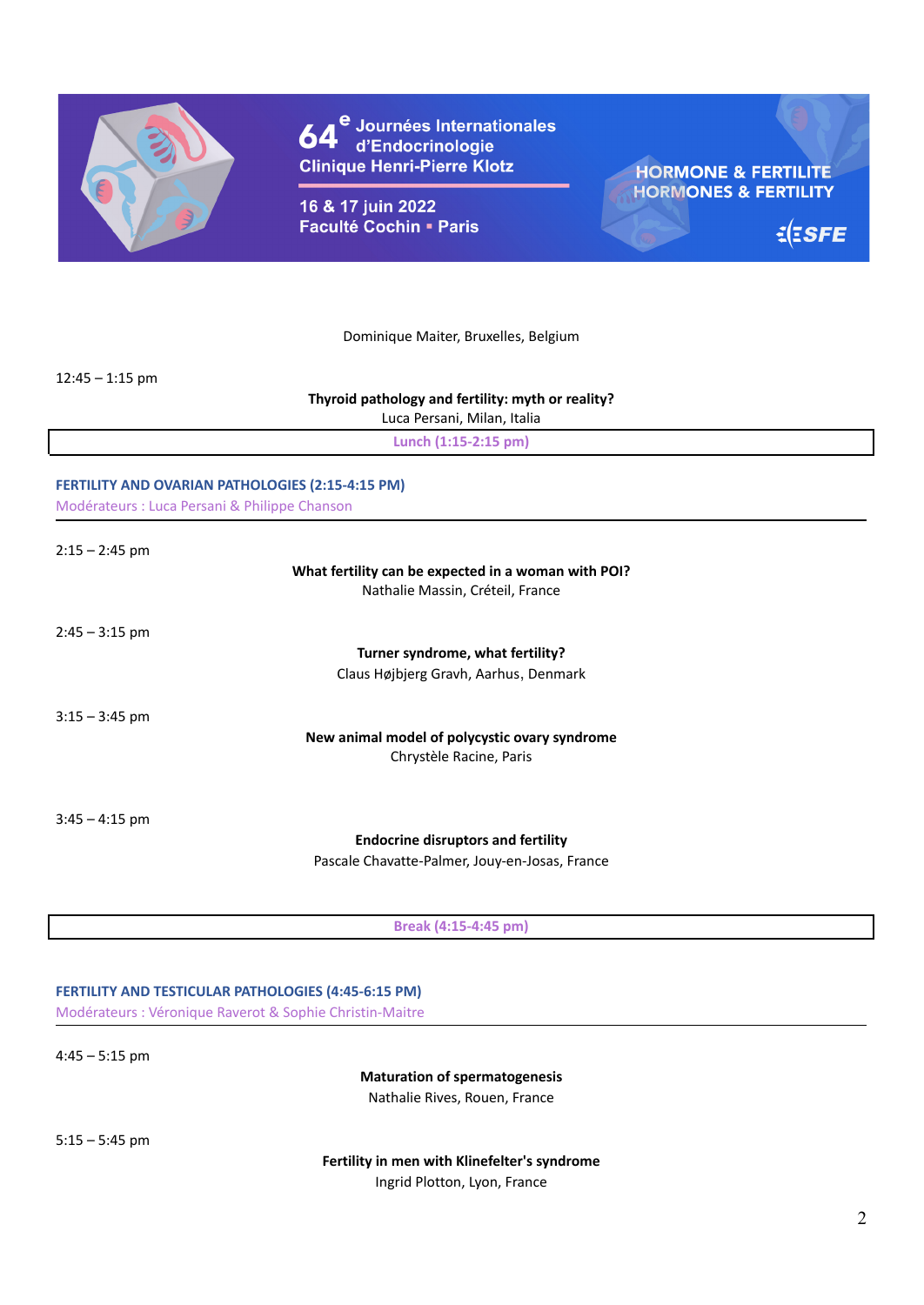Dominique Maiter, Bruxelles, Belgium

12:45 – 1:15 pm

**Thyroid pathology and fertility: myth or reality?**
Luca Persani, Milan, Italia

**Lunch (1:15-2:15 pm)**

## FERTILITY AND OVARIAN PATHOLOGIES (2:15-4:15 PM)

Modérateurs : Luca Persani & Philippe Chanson

2:15 – 2:45 pm

**What fertility can be expected in a woman with POI?**
Nathalie Massin, Créteil, France

2:45 – 3:15 pm

**Turner syndrome, what fertility?**
Claus Højbjerg Gravh, Aarhus, Denmark

3:15 – 3:45 pm

**New animal model of polycystic ovary syndrome**
Chrystèle Racine, Paris

3:45 – 4:15 pm

**Endocrine disruptors and fertility**
Pascale Chavatte-Palmer, Jouy-en-Josas, France

**Break (4:15-4:45 pm)**

## FERTILITY AND TESTICULAR PATHOLOGIES (4:45-6:15 PM)

Modérateurs : Véronique Raverot & Sophie Christin-Maitre

4:45 – 5:15 pm

**Maturation of spermatogenesis**
Nathalie Rives, Rouen, France

5:15 – 5:45 pm

**Fertility in men with Klinefelter's syndrome**
Ingrid Plotton, Lyon, France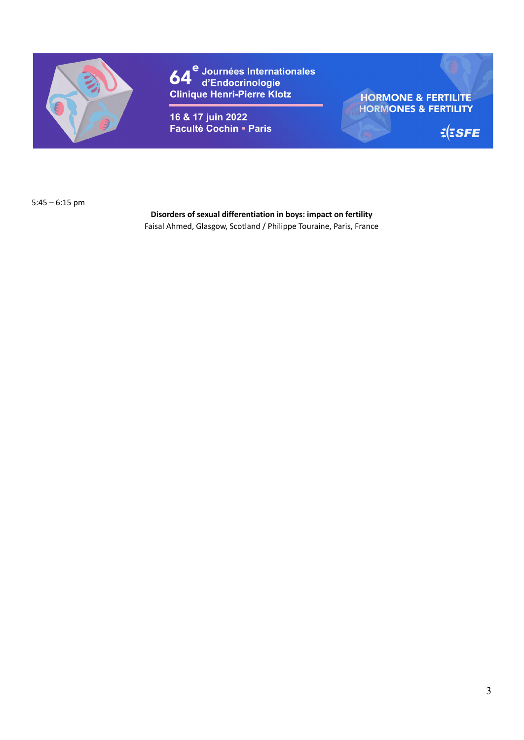5:45 – 6:15 pm

**Disorders of sexual differentiation in boys: impact on fertility**
Faisal Ahmed, Glasgow, Scotland / Philippe Touraine, Paris, France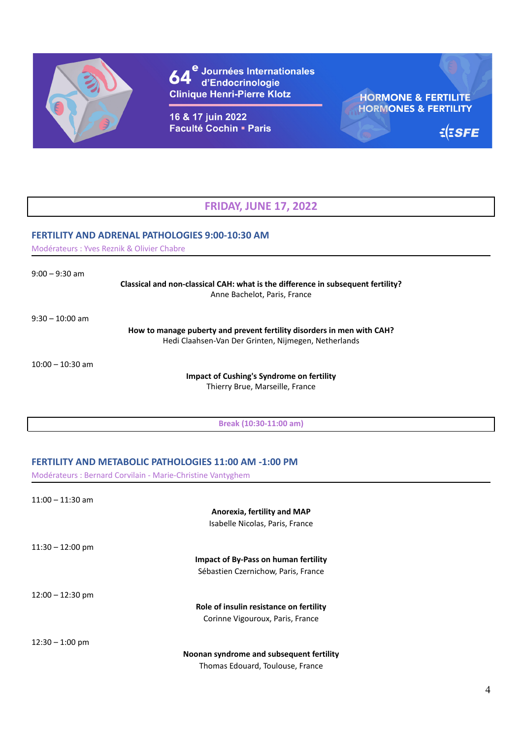64[e] Journées Internationales d'Endocrinologie
Clinique Henri-Pierre Klotz

16 & 17 juin 2022
Faculté Cochin ▪ Paris

HORMONE & FERTILITE
HORMONES & FERTILITY

ESFE

## FRIDAY, JUNE 17, 2022

### FERTILITY AND ADRENAL PATHOLOGIES 9:00-10:30 AM

Modérateurs : Yves Reznik & Olivier Chabre

9:00 – 9:30 am

**Classical and non-classical CAH: what is the difference in subsequent fertility?**
Anne Bachelot, Paris, France

9:30 – 10:00 am

**How to manage puberty and prevent fertility disorders in men with CAH?**
Hedi Claahsen-Van Der Grinten, Nijmegen, Netherlands

10:00 – 10:30 am

**Impact of Cushing's Syndrome on fertility**
Thierry Brue, Marseille, France

**Break (10:30-11:00 am)**

### FERTILITY AND METABOLIC PATHOLOGIES 11:00 AM -1:00 PM

Modérateurs : Bernard Corvilain - Marie-Christine Vantyghem

11:00 – 11:30 am

**Anorexia, fertility and MAP**
Isabelle Nicolas, Paris, France

11:30 – 12:00 pm

**Impact of By-Pass on human fertility**
Sébastien Czernichow, Paris, France

12:00 – 12:30 pm

**Role of insulin resistance on fertility**
Corinne Vigouroux, Paris, France

12:30 – 1:00 pm

**Noonan syndrome and subsequent fertility**
Thomas Edouard, Toulouse, France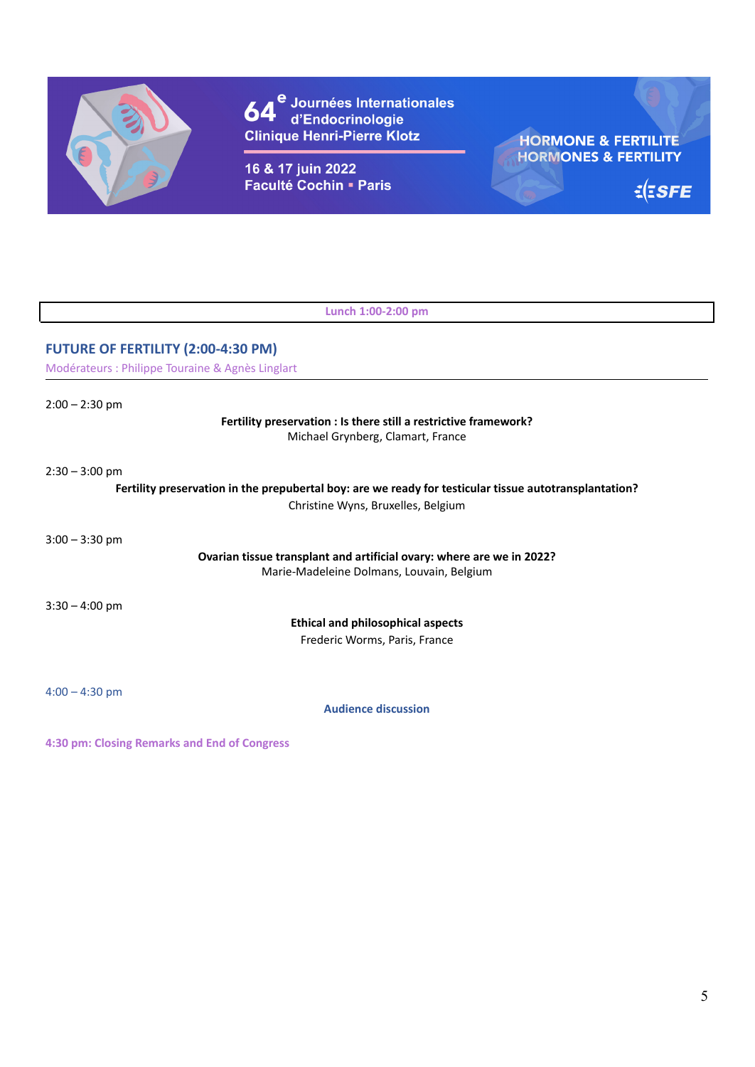64[e] Journées Internationales d'Endocrinologie
Clinique Henri-Pierre Klotz

16 & 17 juin 2022
Faculté Cochin ▪ Paris

HORMONE & FERTILITE
HORMONES & FERTILITY

SFE

**Lunch 1:00-2:00 pm**

## FUTURE OF FERTILITY (2:00-4:30 PM)

Modérateurs : Philippe Touraine & Agnès Linglart

2:00 – 2:30 pm

**Fertility preservation : Is there still a restrictive framework?**
Michael Grynberg, Clamart, France

2:30 – 3:00 pm

**Fertility preservation in the prepubertal boy: are we ready for testicular tissue autotransplantation?**
Christine Wyns, Bruxelles, Belgium

3:00 – 3:30 pm

**Ovarian tissue transplant and artificial ovary: where are we in 2022?**
Marie-Madeleine Dolmans, Louvain, Belgium

3:30 – 4:00 pm

**Ethical and philosophical aspects**
Frederic Worms, Paris, France

4:00 – 4:30 pm

**Audience discussion**

**4:30 pm: Closing Remarks and End of Congress**